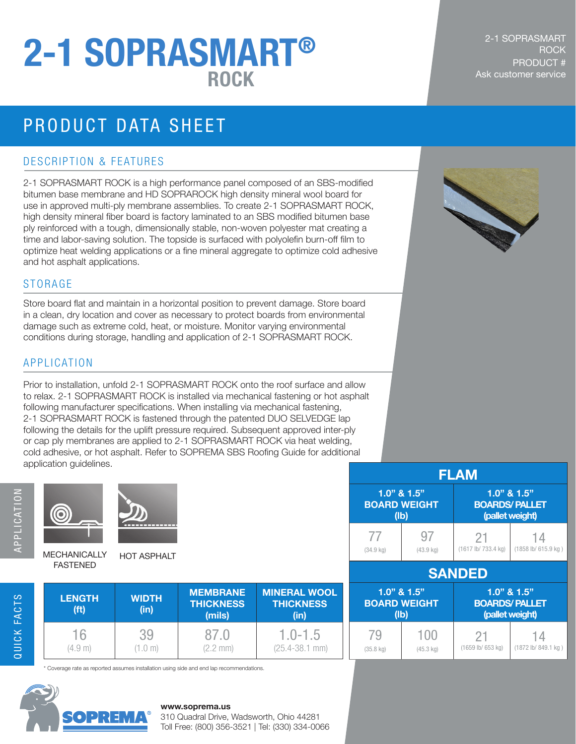# 2-1 SOPRASMART® ROCK

2-1 SOPRASMART ROCK
PRODUCT #
Ask customer service

## PRODUCT DATA SHEET

### DESCRIPTION & FEATURES

2-1 SOPRASMART ROCK is a high performance panel composed of an SBS-modified bitumen base membrane and HD SOPRAROCK high density mineral wool board for use in approved multi-ply membrane assemblies. To create 2-1 SOPRASMART ROCK, high density mineral fiber board is factory laminated to an SBS modified bitumen base ply reinforced with a tough, dimensionally stable, non-woven polyester mat creating a time and labor-saving solution. The topside is surfaced with polyolefin burn-off film to optimize heat welding applications or a fine mineral aggregate to optimize cold adhesive and hot asphalt applications.

### STORAGE

Store board flat and maintain in a horizontal position to prevent damage. Store board in a clean, dry location and cover as necessary to protect boards from environmental damage such as extreme cold, heat, or moisture. Monitor varying environmental conditions during storage, handling and application of 2-1 SOPRASMART ROCK.

### APPLICATION

Prior to installation, unfold 2-1 SOPRASMART ROCK onto the roof surface and allow to relax. 2-1 SOPRASMART ROCK is installed via mechanical fastening or hot asphalt following manufacturer specifications. When installing via mechanical fastening, 2-1 SOPRASMART ROCK is fastened through the patented DUO SELVEDGE lap following the details for the uplift pressure required. Subsequent approved inter-ply or cap ply membranes are applied to 2-1 SOPRASMART ROCK via heat welding, cold adhesive, or hot asphalt. Refer to SOPREMA SBS Roofing Guide for additional application guidelines.

### APPLICATION

- MECHANICALLY FASTENED
- HOT ASPHALT

### QUICK FACTS

| LENGTH (ft) | WIDTH (in) | MEMBRANE THICKNESS (mils) | MINERAL WOOL THICKNESS (in) |
|---|---|---|---|
| 16 (4.9 m) | 39 (1.0 m) | 87.0 (2.2 mm) | 1.0-1.5 (25.4-38.1 mm) |

**FLAM**

| 1.0" & 1.5" BOARD WEIGHT (lb) | | 1.0" & 1.5" BOARDS/ PALLET (pallet weight) | |
|---|---|---|---|
| 77 (34.9 kg) | 97 (43.9 kg) | 21 (1617 lb/ 733.4 kg) | 14 (1858 lb/ 615.9 kg ) |

**SANDED**

| 1.0" & 1.5" BOARD WEIGHT (lb) | | 1.0" & 1.5" BOARDS/ PALLET (pallet weight) | |
|---|---|---|---|
| 79 (35.8 kg) | 100 (45.3 kg) | 21 (1659 lb/ 653 kg) | 14 (1872 lb/ 849.1 kg ) |

* Coverage rate as reported assumes installation using side and end lap recommendations.

SOPREMA®

**www.soprema.us**
310 Quadral Drive, Wadsworth, Ohio 44281
Toll Free: (800) 356-3521 | Tel: (330) 334-0066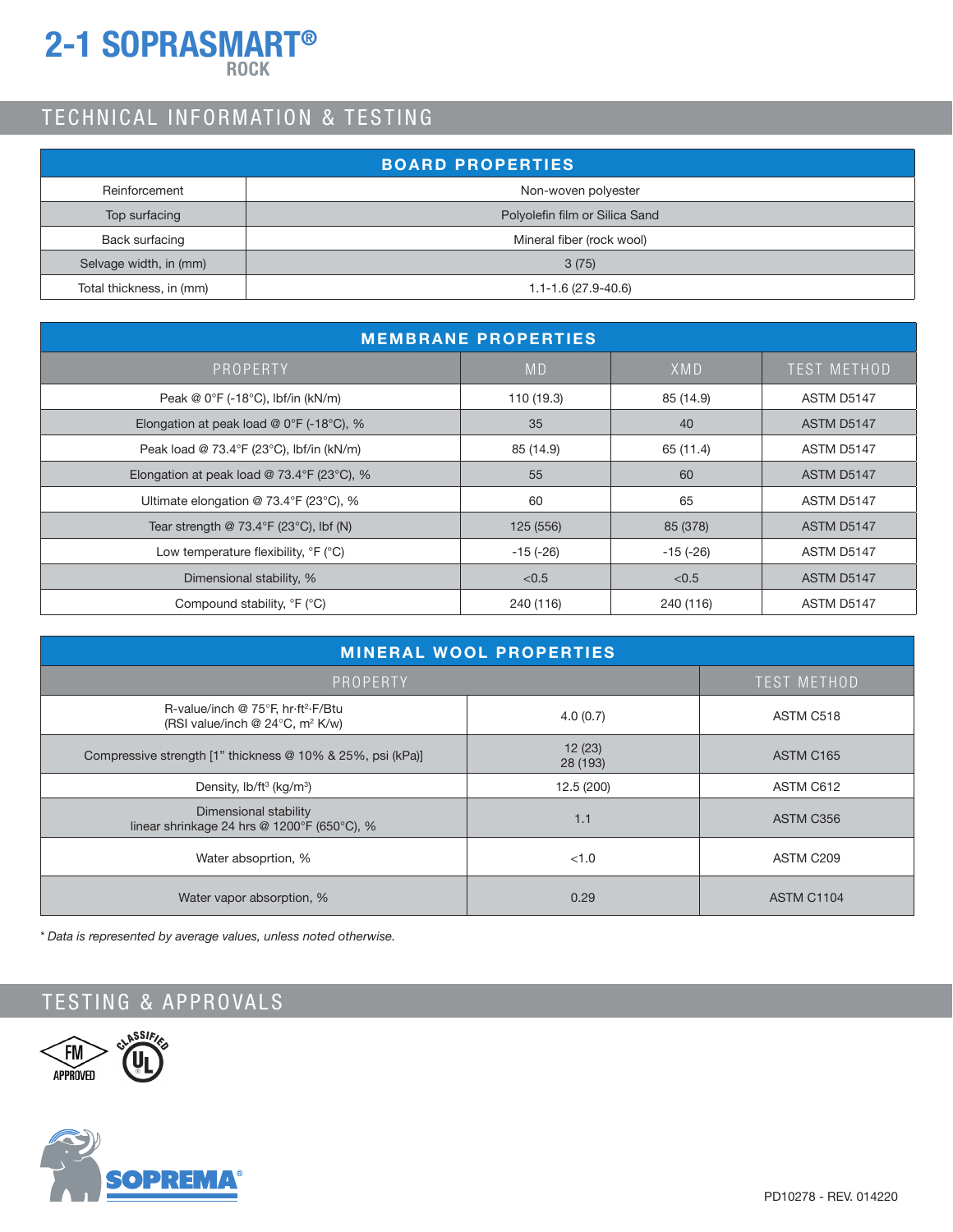# 2-1 SOPRASMART® ROCK

## TECHNICAL INFORMATION & TESTING

| BOARD PROPERTIES | |
|---|---|
| Reinforcement | Non-woven polyester |
| Top surfacing | Polyolefin film or Silica Sand |
| Back surfacing | Mineral fiber (rock wool) |
| Selvage width, in (mm) | 3 (75) |
| Total thickness, in (mm) | 1.1-1.6 (27.9-40.6) |

**MEMBRANE PROPERTIES**

| PROPERTY | MD | XMD | TEST METHOD |
|---|---|---|---|
| Peak @ 0°F (-18°C), lbf/in (kN/m) | 110 (19.3) | 85 (14.9) | ASTM D5147 |
| Elongation at peak load @ 0°F (-18°C), % | 35 | 40 | ASTM D5147 |
| Peak load @ 73.4°F (23°C), lbf/in (kN/m) | 85 (14.9) | 65 (11.4) | ASTM D5147 |
| Elongation at peak load @ 73.4°F (23°C), % | 55 | 60 | ASTM D5147 |
| Ultimate elongation @ 73.4°F (23°C), % | 60 | 65 | ASTM D5147 |
| Tear strength @ 73.4°F (23°C), lbf (N) | 125 (556) | 85 (378) | ASTM D5147 |
| Low temperature flexibility, °F (°C) | -15 (-26) | -15 (-26) | ASTM D5147 |
| Dimensional stability, % | <0.5 | <0.5 | ASTM D5147 |
| Compound stability, °F (°C) | 240 (116) | 240 (116) | ASTM D5147 |

**MINERAL WOOL PROPERTIES**

| PROPERTY | | TEST METHOD |
|---|---|---|
| R-value/inch @ 75°F, hr·ft²·F/Btu (RSI value/inch @ 24°C, m² K/w) | 4.0 (0.7) | ASTM C518 |
| Compressive strength [1" thickness @ 10% & 25%, psi (kPa)] | 12 (23) 28 (193) | ASTM C165 |
| Density, lb/ft³ (kg/m³) | 12.5 (200) | ASTM C612 |
| Dimensional stability linear shrinkage 24 hrs @ 1200°F (650°C), % | 1.1 | ASTM C356 |
| Water absoprtion, % | <1.0 | ASTM C209 |
| Water vapor absorption, % | 0.29 | ASTM C1104 |

*\* Data is represented by average values, unless noted otherwise.*

## TESTING & APPROVALS

FM APPROVED

CLASSIFIED UL

SOPREMA®

PD10278 - REV. 014220